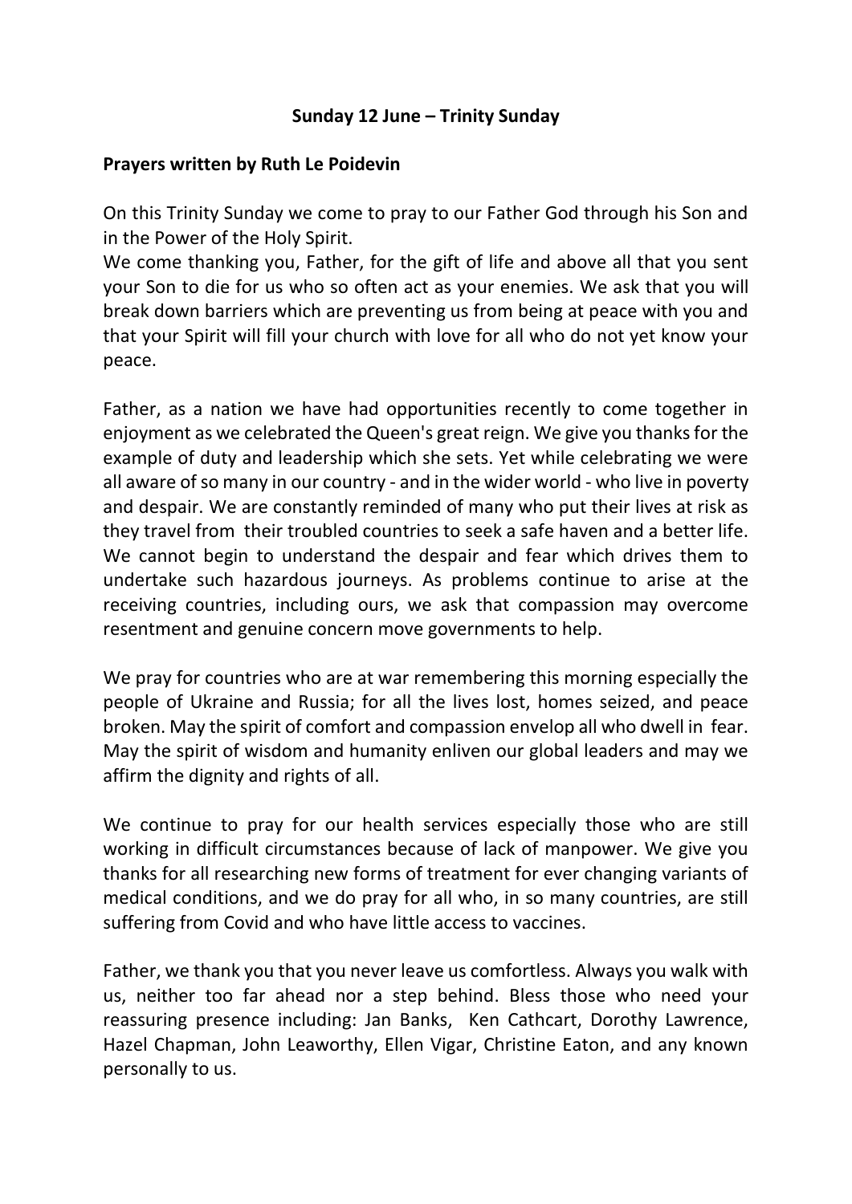**Sunday 12 June – Trinity Sunday**

**Prayers written by Ruth Le Poidevin**

On this Trinity Sunday we come to pray to our Father God through his Son and in the Power of the Holy Spirit.
We come thanking you, Father, for the gift of life and above all that you sent your Son to die for us who so often act as your enemies. We ask that you will break down barriers which are preventing us from being at peace with you and that your Spirit will fill your church with love for all who do not yet know your peace.

Father, as a nation we have had opportunities recently to come together in enjoyment as we celebrated the Queen's great reign. We give you thanks for the example of duty and leadership which she sets. Yet while celebrating we were all aware of so many in our country - and in the wider world - who live in poverty and despair. We are constantly reminded of many who put their lives at risk as they travel from their troubled countries to seek a safe haven and a better life. We cannot begin to understand the despair and fear which drives them to undertake such hazardous journeys. As problems continue to arise at the receiving countries, including ours, we ask that compassion may overcome resentment and genuine concern move governments to help.

We pray for countries who are at war remembering this morning especially the people of Ukraine and Russia; for all the lives lost, homes seized, and peace broken. May the spirit of comfort and compassion envelop all who dwell in fear. May the spirit of wisdom and humanity enliven our global leaders and may we affirm the dignity and rights of all.

We continue to pray for our health services especially those who are still working in difficult circumstances because of lack of manpower. We give you thanks for all researching new forms of treatment for ever changing variants of medical conditions, and we do pray for all who, in so many countries, are still suffering from Covid and who have little access to vaccines.

Father, we thank you that you never leave us comfortless. Always you walk with us, neither too far ahead nor a step behind. Bless those who need your reassuring presence including: Jan Banks, Ken Cathcart, Dorothy Lawrence, Hazel Chapman, John Leaworthy, Ellen Vigar, Christine Eaton, and any known personally to us.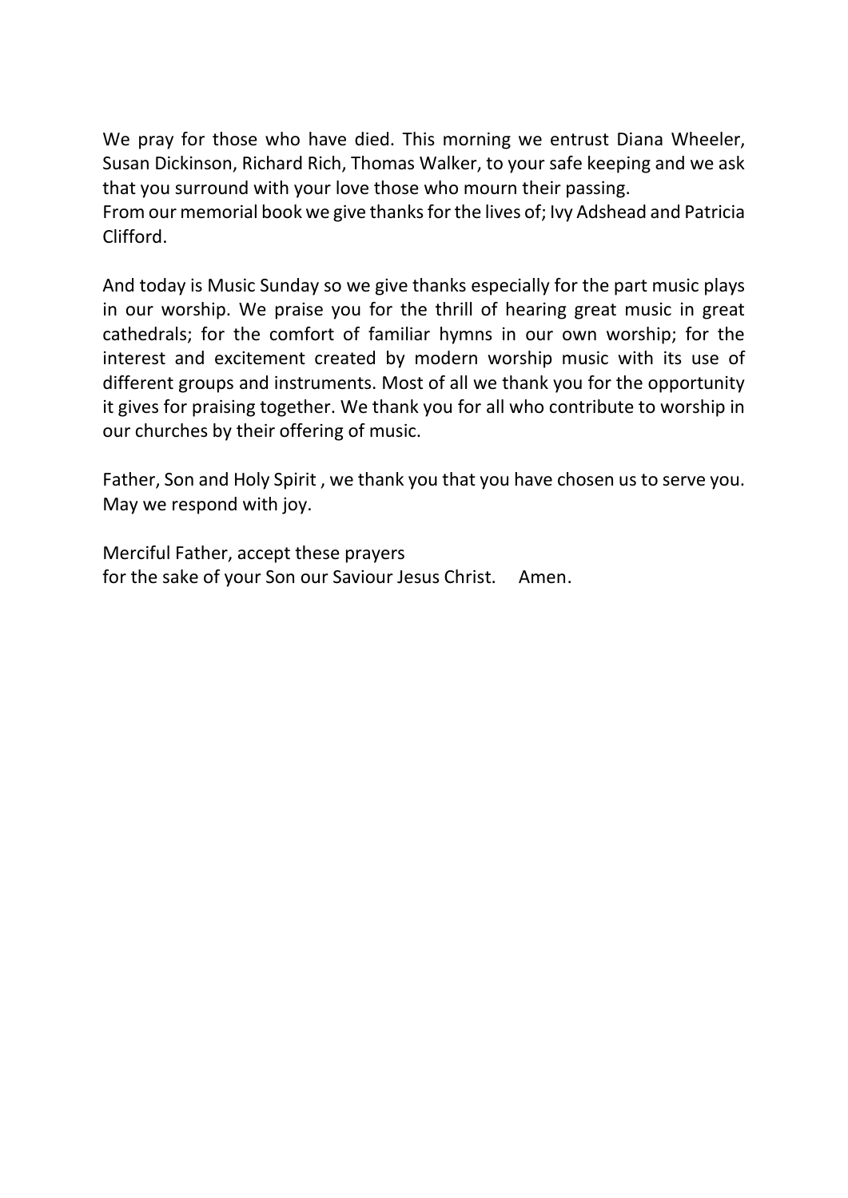We pray for those who have died. This morning we entrust Diana Wheeler, Susan Dickinson, Richard Rich, Thomas Walker, to your safe keeping and we ask that you surround with your love those who mourn their passing.
From our memorial book we give thanks for the lives of; Ivy Adshead and Patricia Clifford.

And today is Music Sunday so we give thanks especially for the part music plays in our worship. We praise you for the thrill of hearing great music in great cathedrals; for the comfort of familiar hymns in our own worship; for the interest and excitement created by modern worship music with its use of different groups and instruments. Most of all we thank you for the opportunity it gives for praising together. We thank you for all who contribute to worship in our churches by their offering of music.

Father, Son and Holy Spirit , we thank you that you have chosen us to serve you. May we respond with joy.

Merciful Father, accept these prayers
for the sake of your Son our Saviour Jesus Christ.     Amen.